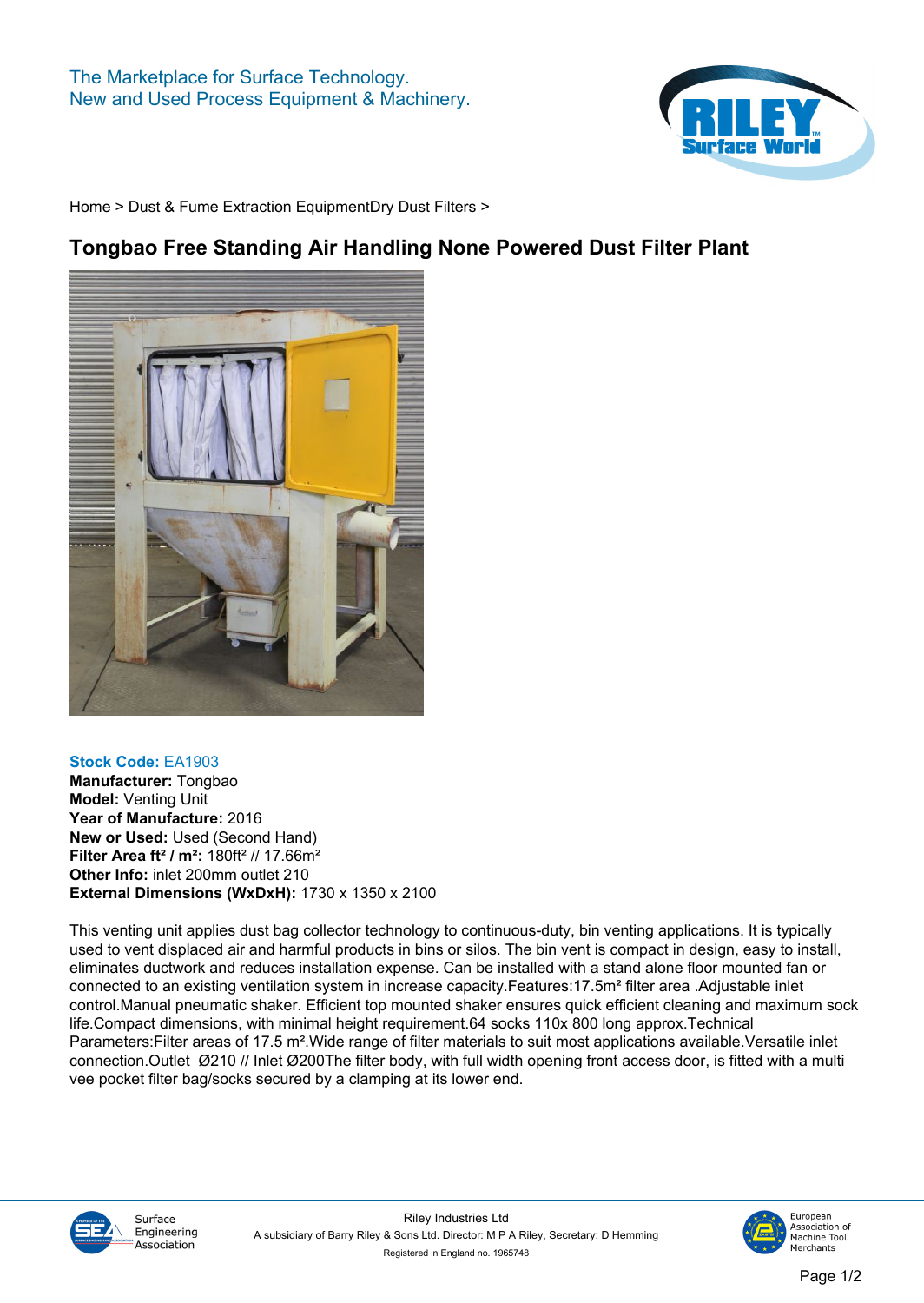The Marketplace for Surface Technology.
New and Used Process Equipment & Machinery.

Home > Dust & Fume Extraction EquipmentDry Dust Filters >

# Tongbao Free Standing Air Handling None Powered Dust Filter Plant

**Stock Code:** EA1903
**Manufacturer:** Tongbao
**Model:** Venting Unit
**Year of Manufacture:** 2016
**New or Used:** Used (Second Hand)
**Filter Area ft² / m²:** 180ft² // 17.66m²
**Other Info:** inlet 200mm outlet 210
**External Dimensions (WxDxH):** 1730 x 1350 x 2100

This venting unit applies dust bag collector technology to continuous-duty, bin venting applications. It is typically used to vent displaced air and harmful products in bins or silos. The bin vent is compact in design, easy to install, eliminates ductwork and reduces installation expense. Can be installed with a stand alone floor mounted fan or connected to an existing ventilation system in increase capacity.Features:17.5m² filter area .Adjustable inlet control.Manual pneumatic shaker. Efficient top mounted shaker ensures quick efficient cleaning and maximum sock life.Compact dimensions, with minimal height requirement.64 socks 110x 800 long approx.Technical Parameters:Filter areas of 17.5 m².Wide range of filter materials to suit most applications available.Versatile inlet connection.Outlet Ø210 // Inlet Ø200The filter body, with full width opening front access door, is fitted with a multi vee pocket filter bag/socks secured by a clamping at its lower end.

Surface Engineering Association

Riley Industries Ltd
A subsidiary of Barry Riley & Sons Ltd. Director: M P A Riley, Secretary: D Hemming
Registered in England no. 1965748

European Association of Machine Tool Merchants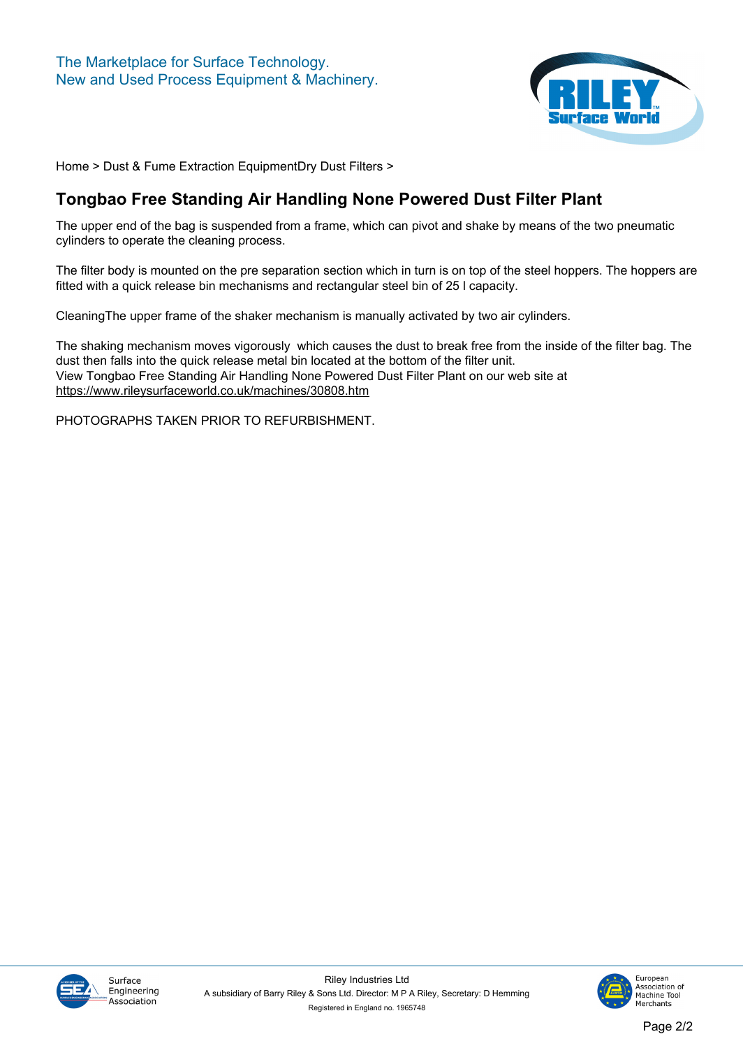The Marketplace for Surface Technology.
New and Used Process Equipment & Machinery.

Home > Dust & Fume Extraction EquipmentDry Dust Filters >

## Tongbao Free Standing Air Handling None Powered Dust Filter Plant

The upper end of the bag is suspended from a frame, which can pivot and shake by means of the two pneumatic cylinders to operate the cleaning process.

The filter body is mounted on the pre separation section which in turn is on top of the steel hoppers. The hoppers are fitted with a quick release bin mechanisms and rectangular steel bin of 25 l capacity.

CleaningThe upper frame of the shaker mechanism is manually activated by two air cylinders.

The shaking mechanism moves vigorously  which causes the dust to break free from the inside of the filter bag. The dust then falls into the quick release metal bin located at the bottom of the filter unit.
View Tongbao Free Standing Air Handling None Powered Dust Filter Plant on our web site at https://www.rileysurfaceworld.co.uk/machines/30808.htm

PHOTOGRAPHS TAKEN PRIOR TO REFURBISHMENT.

Riley Industries Ltd
A subsidiary of Barry Riley & Sons Ltd. Director: M P A Riley, Secretary: D Hemming
Registered in England no. 1965748